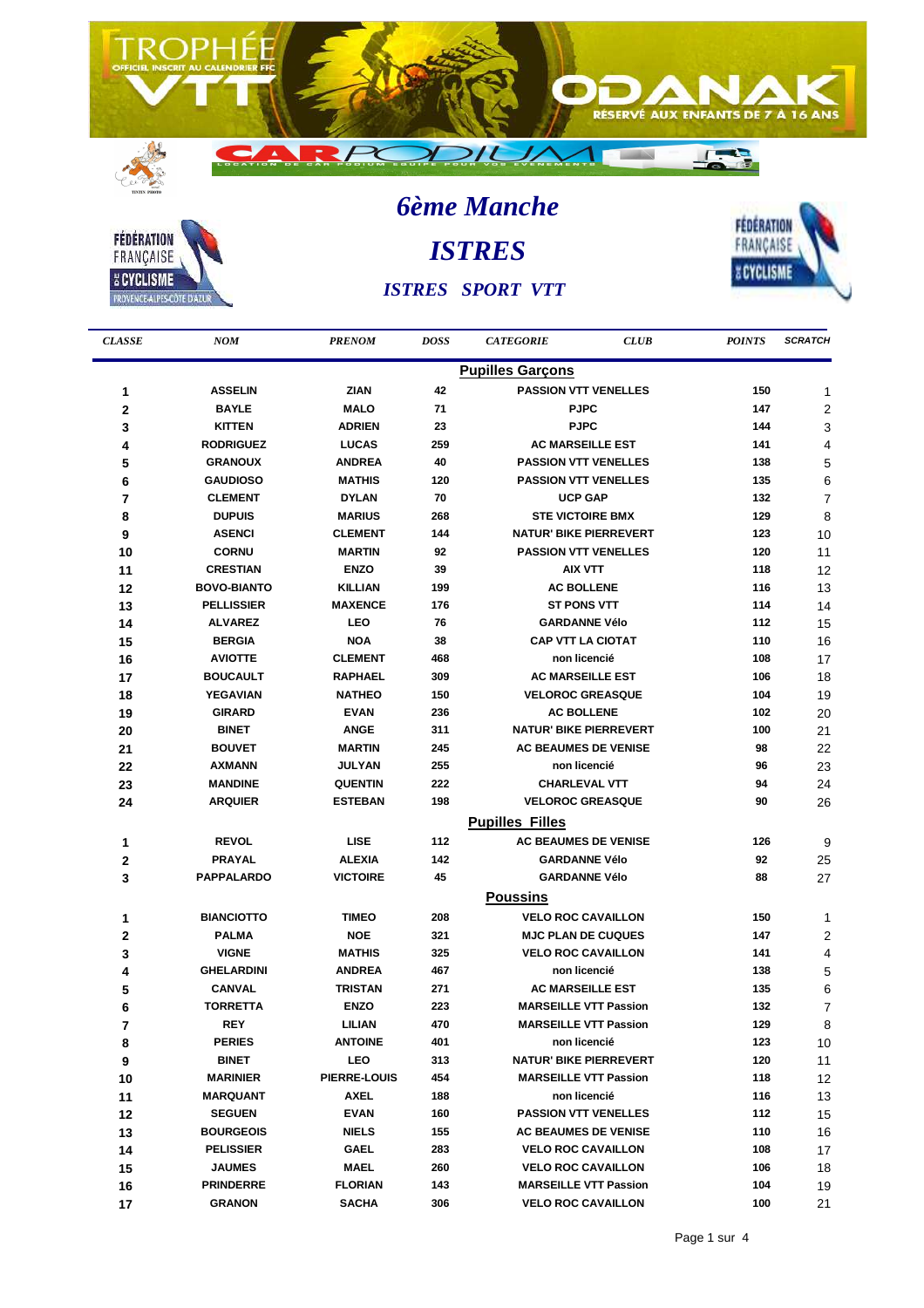# 6ème Manche

# ISTRES

## ISTRES SPORT VTT

| CLASSE | NOM | PRENOM | DOSS | CATEGORIE | CLUB | POINTS | SCRATCH |
|---|---|---|---|---|---|---|---|
| | | | | **Pupilles Garçons** | | | |
| 1 | ASSELIN | ZIAN | 42 | PASSION VTT VENELLES | | 150 | 1 |
| 2 | BAYLE | MALO | 71 | PJPC | | 147 | 2 |
| 3 | KITTEN | ADRIEN | 23 | PJPC | | 144 | 3 |
| 4 | RODRIGUEZ | LUCAS | 259 | AC MARSEILLE EST | | 141 | 4 |
| 5 | GRANOUX | ANDREA | 40 | PASSION VTT VENELLES | | 138 | 5 |
| 6 | GAUDIOSO | MATHIS | 120 | PASSION VTT VENELLES | | 135 | 6 |
| 7 | CLEMENT | DYLAN | 70 | UCP GAP | | 132 | 7 |
| 8 | DUPUIS | MARIUS | 268 | STE VICTOIRE BMX | | 129 | 8 |
| 9 | ASENCI | CLEMENT | 144 | NATUR' BIKE PIERREVERT | | 123 | 10 |
| 10 | CORNU | MARTIN | 92 | PASSION VTT VENELLES | | 120 | 11 |
| 11 | CRESTIAN | ENZO | 39 | AIX VTT | | 118 | 12 |
| 12 | BOVO-BIANTO | KILLIAN | 199 | AC BOLLENE | | 116 | 13 |
| 13 | PELLISSIER | MAXENCE | 176 | ST PONS VTT | | 114 | 14 |
| 14 | ALVAREZ | LEO | 76 | GARDANNE Vélo | | 112 | 15 |
| 15 | BERGIA | NOA | 38 | CAP VTT LA CIOTAT | | 110 | 16 |
| 16 | AVIOTTE | CLEMENT | 468 | non licencié | | 108 | 17 |
| 17 | BOUCAULT | RAPHAEL | 309 | AC MARSEILLE EST | | 106 | 18 |
| 18 | YEGAVIAN | NATHEO | 150 | VELOROC GREASQUE | | 104 | 19 |
| 19 | GIRARD | EVAN | 236 | AC BOLLENE | | 102 | 20 |
| 20 | BINET | ANGE | 311 | NATUR' BIKE PIERREVERT | | 100 | 21 |
| 21 | BOUVET | MARTIN | 245 | AC BEAUMES DE VENISE | | 98 | 22 |
| 22 | AXMANN | JULYAN | 255 | non licencié | | 96 | 23 |
| 23 | MANDINE | QUENTIN | 222 | CHARLEVAL VTT | | 94 | 24 |
| 24 | ARQUIER | ESTEBAN | 198 | VELOROC GREASQUE | | 90 | 26 |
| | | | | **Pupilles Filles** | | | |
| 1 | REVOL | LISE | 112 | AC BEAUMES DE VENISE | | 126 | 9 |
| 2 | PRAYAL | ALEXIA | 142 | GARDANNE Vélo | | 92 | 25 |
| 3 | PAPPALARDO | VICTOIRE | 45 | GARDANNE Vélo | | 88 | 27 |
| | | | | **Poussins** | | | |
| 1 | BIANCIOTTO | TIMEO | 208 | VELO ROC CAVAILLON | | 150 | 1 |
| 2 | PALMA | NOE | 321 | MJC PLAN DE CUQUES | | 147 | 2 |
| 3 | VIGNE | MATHIS | 325 | VELO ROC CAVAILLON | | 141 | 4 |
| 4 | GHELARDINI | ANDREA | 467 | non licencié | | 138 | 5 |
| 5 | CANVAL | TRISTAN | 271 | AC MARSEILLE EST | | 135 | 6 |
| 6 | TORRETTA | ENZO | 223 | MARSEILLE VTT Passion | | 132 | 7 |
| 7 | REY | LILIAN | 470 | MARSEILLE VTT Passion | | 129 | 8 |
| 8 | PERIES | ANTOINE | 401 | non licencié | | 123 | 10 |
| 9 | BINET | LEO | 313 | NATUR' BIKE PIERREVERT | | 120 | 11 |
| 10 | MARINIER | PIERRE-LOUIS | 454 | MARSEILLE VTT Passion | | 118 | 12 |
| 11 | MARQUANT | AXEL | 188 | non licencié | | 116 | 13 |
| 12 | SEGUEN | EVAN | 160 | PASSION VTT VENELLES | | 112 | 15 |
| 13 | BOURGEOIS | NIELS | 155 | AC BEAUMES DE VENISE | | 110 | 16 |
| 14 | PELISSIER | GAEL | 283 | VELO ROC CAVAILLON | | 108 | 17 |
| 15 | JAUMES | MAEL | 260 | VELO ROC CAVAILLON | | 106 | 18 |
| 16 | PRINDERRE | FLORIAN | 143 | MARSEILLE VTT Passion | | 104 | 19 |
| 17 | GRANON | SACHA | 306 | VELO ROC CAVAILLON | | 100 | 21 |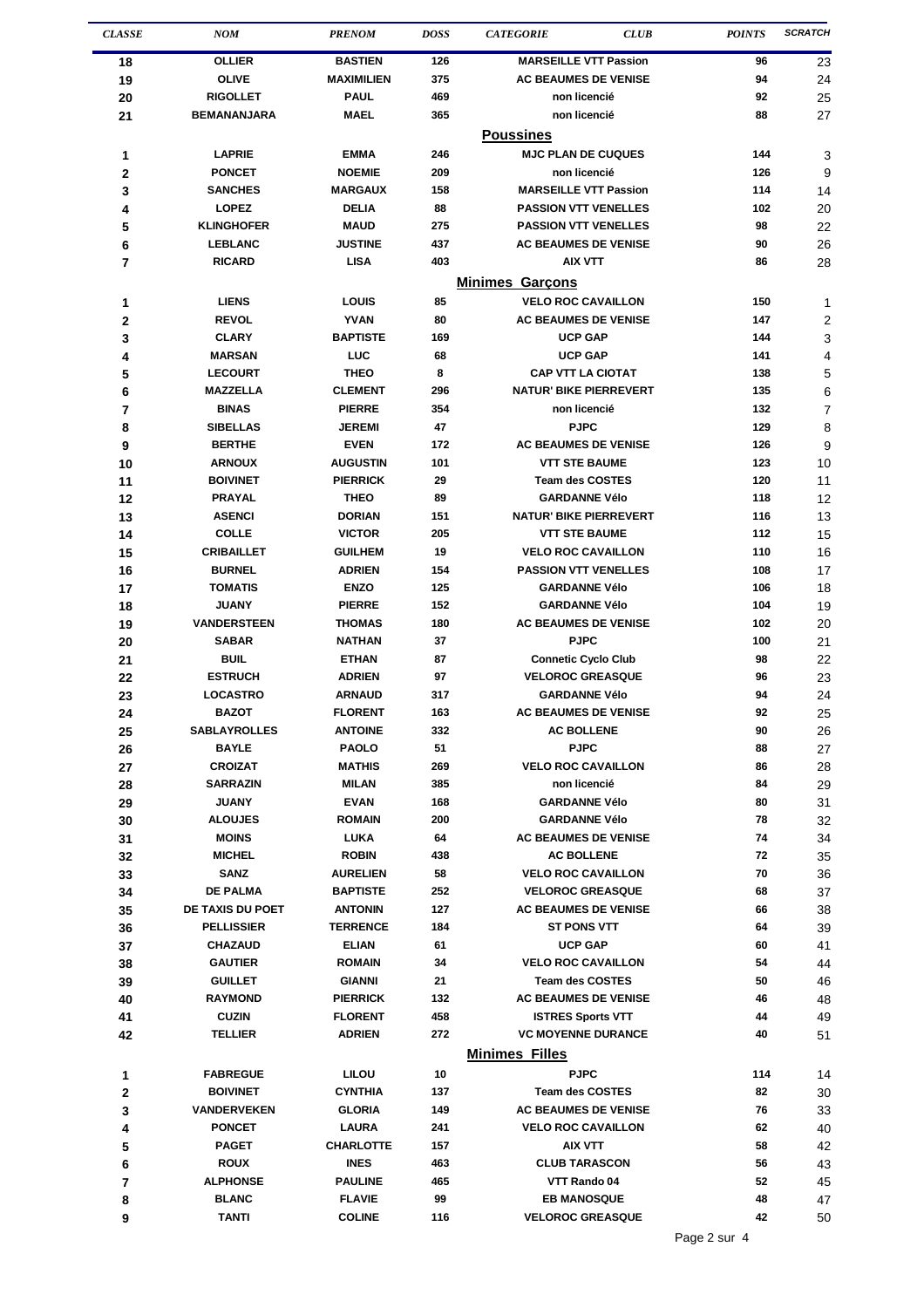| CLASSE | NOM | PRENOM | DOSS | CATEGORIE | CLUB | POINTS | SCRATCH |
|---|---|---|---|---|---|---|---|
| 18 | OLLIER | BASTIEN | 126 | | MARSEILLE VTT Passion | 96 | 23 |
| 19 | OLIVE | MAXIMILIEN | 375 | | AC BEAUMES DE VENISE | 94 | 24 |
| 20 | RIGOLLET | PAUL | 469 | | non licencié | 92 | 25 |
| 21 | BEMANANJARA | MAEL | 365 | | non licencié | 88 | 27 |
| | | | | **Poussines** | | | |
| 1 | LAPRIE | EMMA | 246 | | MJC PLAN DE CUQUES | 144 | 3 |
| 2 | PONCET | NOEMIE | 209 | | non licencié | 126 | 9 |
| 3 | SANCHES | MARGAUX | 158 | | MARSEILLE VTT Passion | 114 | 14 |
| 4 | LOPEZ | DELIA | 88 | | PASSION VTT VENELLES | 102 | 20 |
| 5 | KLINGHOFER | MAUD | 275 | | PASSION VTT VENELLES | 98 | 22 |
| 6 | LEBLANC | JUSTINE | 437 | | AC BEAUMES DE VENISE | 90 | 26 |
| 7 | RICARD | LISA | 403 | | AIX VTT | 86 | 28 |
| | | | | **Minimes Garçons** | | | |
| 1 | LIENS | LOUIS | 85 | | VELO ROC CAVAILLON | 150 | 1 |
| 2 | REVOL | YVAN | 80 | | AC BEAUMES DE VENISE | 147 | 2 |
| 3 | CLARY | BAPTISTE | 169 | | UCP GAP | 144 | 3 |
| 4 | MARSAN | LUC | 68 | | UCP GAP | 141 | 4 |
| 5 | LECOURT | THEO | 8 | | CAP VTT LA CIOTAT | 138 | 5 |
| 6 | MAZZELLA | CLEMENT | 296 | | NATUR' BIKE PIERREVERT | 135 | 6 |
| 7 | BINAS | PIERRE | 354 | | non licencié | 132 | 7 |
| 8 | SIBELLAS | JEREMI | 47 | | PJPC | 129 | 8 |
| 9 | BERTHE | EVEN | 172 | | AC BEAUMES DE VENISE | 126 | 9 |
| 10 | ARNOUX | AUGUSTIN | 101 | | VTT STE BAUME | 123 | 10 |
| 11 | BOIVINET | PIERRICK | 29 | | Team des COSTES | 120 | 11 |
| 12 | PRAYAL | THEO | 89 | | GARDANNE Vélo | 118 | 12 |
| 13 | ASENCI | DORIAN | 151 | | NATUR' BIKE PIERREVERT | 116 | 13 |
| 14 | COLLE | VICTOR | 205 | | VTT STE BAUME | 112 | 15 |
| 15 | CRIBAILLET | GUILHEM | 19 | | VELO ROC CAVAILLON | 110 | 16 |
| 16 | BURNEL | ADRIEN | 154 | | PASSION VTT VENELLES | 108 | 17 |
| 17 | TOMATIS | ENZO | 125 | | GARDANNE Vélo | 106 | 18 |
| 18 | JUANY | PIERRE | 152 | | GARDANNE Vélo | 104 | 19 |
| 19 | VANDERSTEEN | THOMAS | 180 | | AC BEAUMES DE VENISE | 102 | 20 |
| 20 | SABAR | NATHAN | 37 | | PJPC | 100 | 21 |
| 21 | BUIL | ETHAN | 87 | | Connetic Cyclo Club | 98 | 22 |
| 22 | ESTRUCH | ADRIEN | 97 | | VELOROC GREASQUE | 96 | 23 |
| 23 | LOCASTRO | ARNAUD | 317 | | GARDANNE Vélo | 94 | 24 |
| 24 | BAZOT | FLORENT | 163 | | AC BEAUMES DE VENISE | 92 | 25 |
| 25 | SABLAYROLLES | ANTOINE | 332 | | AC BOLLENE | 90 | 26 |
| 26 | BAYLE | PAOLO | 51 | | PJPC | 88 | 27 |
| 27 | CROIZAT | MATHIS | 269 | | VELO ROC CAVAILLON | 86 | 28 |
| 28 | SARRAZIN | MILAN | 385 | | non licencié | 84 | 29 |
| 29 | JUANY | EVAN | 168 | | GARDANNE Vélo | 80 | 31 |
| 30 | ALOUJES | ROMAIN | 200 | | GARDANNE Vélo | 78 | 32 |
| 31 | MOINS | LUKA | 64 | | AC BEAUMES DE VENISE | 74 | 34 |
| 32 | MICHEL | ROBIN | 438 | | AC BOLLENE | 72 | 35 |
| 33 | SANZ | AURELIEN | 58 | | VELO ROC CAVAILLON | 70 | 36 |
| 34 | DE PALMA | BAPTISTE | 252 | | VELOROC GREASQUE | 68 | 37 |
| 35 | DE TAXIS DU POET | ANTONIN | 127 | | AC BEAUMES DE VENISE | 66 | 38 |
| 36 | PELLISSIER | TERRENCE | 184 | | ST PONS VTT | 64 | 39 |
| 37 | CHAZAUD | ELIAN | 61 | | UCP GAP | 60 | 41 |
| 38 | GAUTIER | ROMAIN | 34 | | VELO ROC CAVAILLON | 54 | 44 |
| 39 | GUILLET | GIANNI | 21 | | Team des COSTES | 50 | 46 |
| 40 | RAYMOND | PIERRICK | 132 | | AC BEAUMES DE VENISE | 46 | 48 |
| 41 | CUZIN | FLORENT | 458 | | ISTRES Sports VTT | 44 | 49 |
| 42 | TELLIER | ADRIEN | 272 | | VC MOYENNE DURANCE | 40 | 51 |
| | | | | **Minimes Filles** | | | |
| 1 | FABREGUE | LILOU | 10 | | PJPC | 114 | 14 |
| 2 | BOIVINET | CYNTHIA | 137 | | Team des COSTES | 82 | 30 |
| 3 | VANDERVEKEN | GLORIA | 149 | | AC BEAUMES DE VENISE | 76 | 33 |
| 4 | PONCET | LAURA | 241 | | VELO ROC CAVAILLON | 62 | 40 |
| 5 | PAGET | CHARLOTTE | 157 | | AIX VTT | 58 | 42 |
| 6 | ROUX | INES | 463 | | CLUB TARASCON | 56 | 43 |
| 7 | ALPHONSE | PAULINE | 465 | | VTT Rando 04 | 52 | 45 |
| 8 | BLANC | FLAVIE | 99 | | EB MANOSQUE | 48 | 47 |
| 9 | TANTI | COLINE | 116 | | VELOROC GREASQUE | 42 | 50 |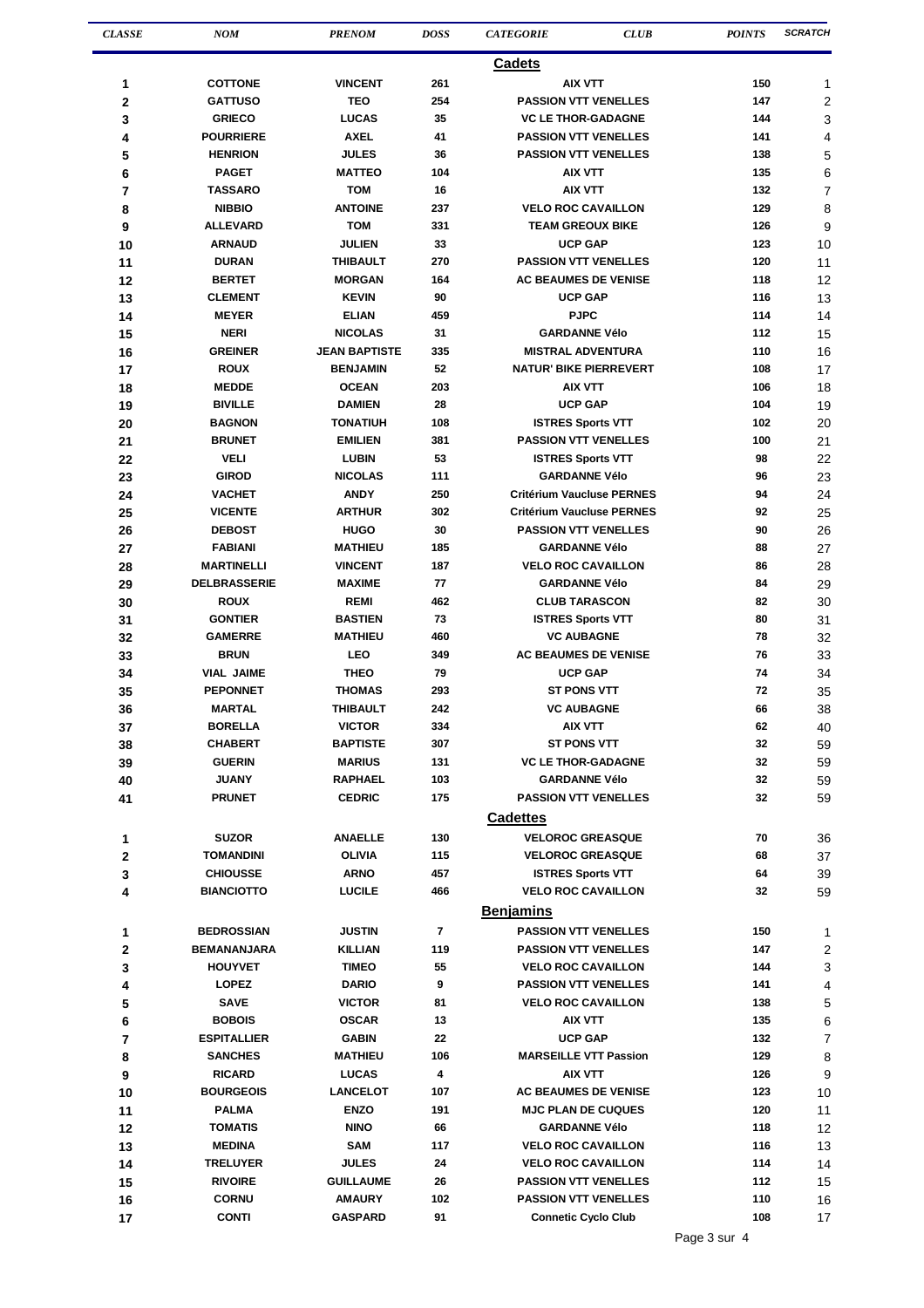| CLASSE | NOM | PRENOM | DOSS | CATEGORIE | CLUB | POINTS | SCRATCH |
|---|---|---|---|---|---|---|---|
| | | | | **Cadets** | | | |
| 1 | COTTONE | VINCENT | 261 | | AIX VTT | 150 | 1 |
| 2 | GATTUSO | TEO | 254 | | PASSION VTT VENELLES | 147 | 2 |
| 3 | GRIECO | LUCAS | 35 | | VC LE THOR-GADAGNE | 144 | 3 |
| 4 | POURRIERE | AXEL | 41 | | PASSION VTT VENELLES | 141 | 4 |
| 5 | HENRION | JULES | 36 | | PASSION VTT VENELLES | 138 | 5 |
| 6 | PAGET | MATTEO | 104 | | AIX VTT | 135 | 6 |
| 7 | TASSARO | TOM | 16 | | AIX VTT | 132 | 7 |
| 8 | NIBBIO | ANTOINE | 237 | | VELO ROC CAVAILLON | 129 | 8 |
| 9 | ALLEVARD | TOM | 331 | | TEAM GREOUX BIKE | 126 | 9 |
| 10 | ARNAUD | JULIEN | 33 | | UCP GAP | 123 | 10 |
| 11 | DURAN | THIBAULT | 270 | | PASSION VTT VENELLES | 120 | 11 |
| 12 | BERTET | MORGAN | 164 | | AC BEAUMES DE VENISE | 118 | 12 |
| 13 | CLEMENT | KEVIN | 90 | | UCP GAP | 116 | 13 |
| 14 | MEYER | ELIAN | 459 | | PJPC | 114 | 14 |
| 15 | NERI | NICOLAS | 31 | | GARDANNE Vélo | 112 | 15 |
| 16 | GREINER | JEAN BAPTISTE | 335 | | MISTRAL ADVENTURA | 110 | 16 |
| 17 | ROUX | BENJAMIN | 52 | | NATUR' BIKE PIERREVERT | 108 | 17 |
| 18 | MEDDE | OCEAN | 203 | | AIX VTT | 106 | 18 |
| 19 | BIVILLE | DAMIEN | 28 | | UCP GAP | 104 | 19 |
| 20 | BAGNON | TONATIUH | 108 | | ISTRES Sports VTT | 102 | 20 |
| 21 | BRUNET | EMILIEN | 381 | | PASSION VTT VENELLES | 100 | 21 |
| 22 | VELI | LUBIN | 53 | | ISTRES Sports VTT | 98 | 22 |
| 23 | GIROD | NICOLAS | 111 | | GARDANNE Vélo | 96 | 23 |
| 24 | VACHET | ANDY | 250 | | Critérium Vaucluse PERNES | 94 | 24 |
| 25 | VICENTE | ARTHUR | 302 | | Critérium Vaucluse PERNES | 92 | 25 |
| 26 | DEBOST | HUGO | 30 | | PASSION VTT VENELLES | 90 | 26 |
| 27 | FABIANI | MATHIEU | 185 | | GARDANNE Vélo | 88 | 27 |
| 28 | MARTINELLI | VINCENT | 187 | | VELO ROC CAVAILLON | 86 | 28 |
| 29 | DELBRASSERIE | MAXIME | 77 | | GARDANNE Vélo | 84 | 29 |
| 30 | ROUX | REMI | 462 | | CLUB TARASCON | 82 | 30 |
| 31 | GONTIER | BASTIEN | 73 | | ISTRES Sports VTT | 80 | 31 |
| 32 | GAMERRE | MATHIEU | 460 | | VC AUBAGNE | 78 | 32 |
| 33 | BRUN | LEO | 349 | | AC BEAUMES DE VENISE | 76 | 33 |
| 34 | VIAL JAIME | THEO | 79 | | UCP GAP | 74 | 34 |
| 35 | PEPONNET | THOMAS | 293 | | ST PONS VTT | 72 | 35 |
| 36 | MARTAL | THIBAULT | 242 | | VC AUBAGNE | 66 | 38 |
| 37 | BORELLA | VICTOR | 334 | | AIX VTT | 62 | 40 |
| 38 | CHABERT | BAPTISTE | 307 | | ST PONS VTT | 32 | 59 |
| 39 | GUERIN | MARIUS | 131 | | VC LE THOR-GADAGNE | 32 | 59 |
| 40 | JUANY | RAPHAEL | 103 | | GARDANNE Vélo | 32 | 59 |
| 41 | PRUNET | CEDRIC | 175 | | PASSION VTT VENELLES | 32 | 59 |
| | | | | **Cadettes** | | | |
| 1 | SUZOR | ANAELLE | 130 | | VELOROC GREASQUE | 70 | 36 |
| 2 | TOMANDINI | OLIVIA | 115 | | VELOROC GREASQUE | 68 | 37 |
| 3 | CHIOUSSE | ARNO | 457 | | ISTRES Sports VTT | 64 | 39 |
| 4 | BIANCIOTTO | LUCILE | 466 | | VELO ROC CAVAILLON | 32 | 59 |
| | | | | **Benjamins** | | | |
| 1 | BEDROSSIAN | JUSTIN | 7 | | PASSION VTT VENELLES | 150 | 1 |
| 2 | BEMANANJARA | KILLIAN | 119 | | PASSION VTT VENELLES | 147 | 2 |
| 3 | HOUYVET | TIMEO | 55 | | VELO ROC CAVAILLON | 144 | 3 |
| 4 | LOPEZ | DARIO | 9 | | PASSION VTT VENELLES | 141 | 4 |
| 5 | SAVE | VICTOR | 81 | | VELO ROC CAVAILLON | 138 | 5 |
| 6 | BOBOIS | OSCAR | 13 | | AIX VTT | 135 | 6 |
| 7 | ESPITALLIER | GABIN | 22 | | UCP GAP | 132 | 7 |
| 8 | SANCHES | MATHIEU | 106 | | MARSEILLE VTT Passion | 129 | 8 |
| 9 | RICARD | LUCAS | 4 | | AIX VTT | 126 | 9 |
| 10 | BOURGEOIS | LANCELOT | 107 | | AC BEAUMES DE VENISE | 123 | 10 |
| 11 | PALMA | ENZO | 191 | | MJC PLAN DE CUQUES | 120 | 11 |
| 12 | TOMATIS | NINO | 66 | | GARDANNE Vélo | 118 | 12 |
| 13 | MEDINA | SAM | 117 | | VELO ROC CAVAILLON | 116 | 13 |
| 14 | TRELUYER | JULES | 24 | | VELO ROC CAVAILLON | 114 | 14 |
| 15 | RIVOIRE | GUILLAUME | 26 | | PASSION VTT VENELLES | 112 | 15 |
| 16 | CORNU | AMAURY | 102 | | PASSION VTT VENELLES | 110 | 16 |
| 17 | CONTI | GASPARD | 91 | | Connetic Cyclo Club | 108 | 17 |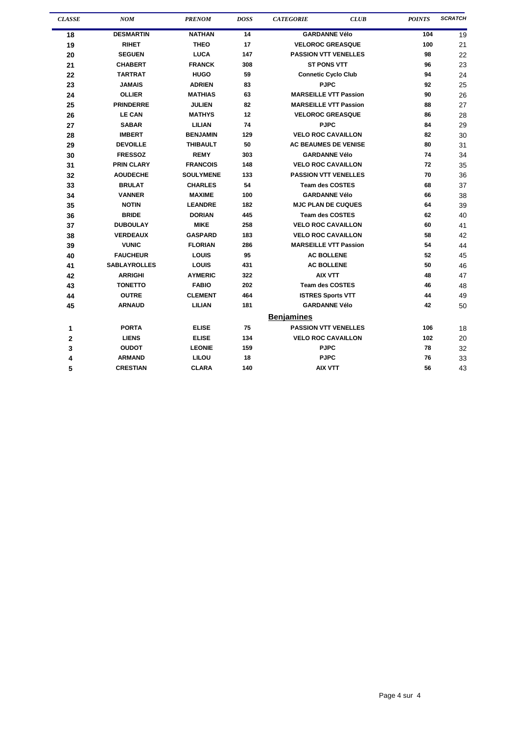| CLASSE | NOM | PRENOM | DOSS | CATEGORIE | CLUB | POINTS | SCRATCH |
|---|---|---|---|---|---|---|---|
| 18 | DESMARTIN | NATHAN | 14 | | GARDANNE Vélo | 104 | 19 |
| 19 | RIHET | THEO | 17 | | VELOROC GREASQUE | 100 | 21 |
| 20 | SEGUEN | LUCA | 147 | | PASSION VTT VENELLES | 98 | 22 |
| 21 | CHABERT | FRANCK | 308 | | ST PONS VTT | 96 | 23 |
| 22 | TARTRAT | HUGO | 59 | | Connetic Cyclo Club | 94 | 24 |
| 23 | JAMAIS | ADRIEN | 83 | | PJPC | 92 | 25 |
| 24 | OLLIER | MATHIAS | 63 | | MARSEILLE VTT Passion | 90 | 26 |
| 25 | PRINDERRE | JULIEN | 82 | | MARSEILLE VTT Passion | 88 | 27 |
| 26 | LE CAN | MATHYS | 12 | | VELOROC GREASQUE | 86 | 28 |
| 27 | SABAR | LILIAN | 74 | | PJPC | 84 | 29 |
| 28 | IMBERT | BENJAMIN | 129 | | VELO ROC CAVAILLON | 82 | 30 |
| 29 | DEVOILLE | THIBAULT | 50 | | AC BEAUMES DE VENISE | 80 | 31 |
| 30 | FRESSOZ | REMY | 303 | | GARDANNE Vélo | 74 | 34 |
| 31 | PRIN CLARY | FRANCOIS | 148 | | VELO ROC CAVAILLON | 72 | 35 |
| 32 | AOUDECHE | SOULYMENE | 133 | | PASSION VTT VENELLES | 70 | 36 |
| 33 | BRULAT | CHARLES | 54 | | Team des COSTES | 68 | 37 |
| 34 | VANNER | MAXIME | 100 | | GARDANNE Vélo | 66 | 38 |
| 35 | NOTIN | LEANDRE | 182 | | MJC PLAN DE CUQUES | 64 | 39 |
| 36 | BRIDE | DORIAN | 445 | | Team des COSTES | 62 | 40 |
| 37 | DUBOULAY | MIKE | 258 | | VELO ROC CAVAILLON | 60 | 41 |
| 38 | VERDEAUX | GASPARD | 183 | | VELO ROC CAVAILLON | 58 | 42 |
| 39 | VUNIC | FLORIAN | 286 | | MARSEILLE VTT Passion | 54 | 44 |
| 40 | FAUCHEUR | LOUIS | 95 | | AC BOLLENE | 52 | 45 |
| 41 | SABLAYROLLES | LOUIS | 431 | | AC BOLLENE | 50 | 46 |
| 42 | ARRIGHI | AYMERIC | 322 | | AIX VTT | 48 | 47 |
| 43 | TONETTO | FABIO | 202 | | Team des COSTES | 46 | 48 |
| 44 | OUTRE | CLEMENT | 464 | | ISTRES Sports VTT | 44 | 49 |
| 45 | ARNAUD | LILIAN | 181 | | GARDANNE Vélo | 42 | 50 |
| | | | | **Benjamines** | | | |
| 1 | PORTA | ELISE | 75 | | PASSION VTT VENELLES | 106 | 18 |
| 2 | LIENS | ELISE | 134 | | VELO ROC CAVAILLON | 102 | 20 |
| 3 | OUDOT | LEONIE | 159 | | PJPC | 78 | 32 |
| 4 | ARMAND | LILOU | 18 | | PJPC | 76 | 33 |
| 5 | CRESTIAN | CLARA | 140 | | AIX VTT | 56 | 43 |